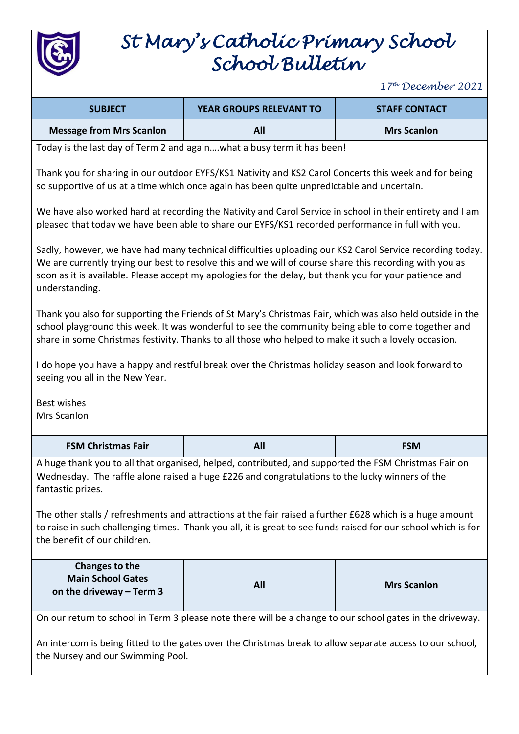# St Mary's Catholic Primary School
# School Bulletin

*17th December 2021*

| SUBJECT | YEAR GROUPS RELEVANT TO | STAFF CONTACT |
|---|---|---|
| **Message from Mrs Scanlon** | **All** | **Mrs Scanlon** |

Today is the last day of Term 2 and again….what a busy term it has been!

Thank you for sharing in our outdoor EYFS/KS1 Nativity and KS2 Carol Concerts this week and for being so supportive of us at a time which once again has been quite unpredictable and uncertain.

We have also worked hard at recording the Nativity and Carol Service in school in their entirety and I am pleased that today we have been able to share our EYFS/KS1 recorded performance in full with you.

Sadly, however, we have had many technical difficulties uploading our KS2 Carol Service recording today. We are currently trying our best to resolve this and we will of course share this recording with you as soon as it is available. Please accept my apologies for the delay, but thank you for your patience and understanding.

Thank you also for supporting the Friends of St Mary's Christmas Fair, which was also held outside in the school playground this week. It was wonderful to see the community being able to come together and share in some Christmas festivity. Thanks to all those who helped to make it such a lovely occasion.

I do hope you have a happy and restful break over the Christmas holiday season and look forward to seeing you all in the New Year.

Best wishes
Mrs Scanlon

| SUBJECT | YEAR GROUPS RELEVANT TO | STAFF CONTACT |
|---|---|---|
| **FSM Christmas Fair** | **All** | **FSM** |

A huge thank you to all that organised, helped, contributed, and supported the FSM Christmas Fair on Wednesday. The raffle alone raised a huge £226 and congratulations to the lucky winners of the fantastic prizes.

The other stalls / refreshments and attractions at the fair raised a further £628 which is a huge amount to raise in such challenging times. Thank you all, it is great to see funds raised for our school which is for the benefit of our children.

| SUBJECT | YEAR GROUPS RELEVANT TO | STAFF CONTACT |
|---|---|---|
| **Changes to the Main School Gates on the driveway – Term 3** | **All** | **Mrs Scanlon** |

On our return to school in Term 3 please note there will be a change to our school gates in the driveway.

An intercom is being fitted to the gates over the Christmas break to allow separate access to our school, the Nursey and our Swimming Pool.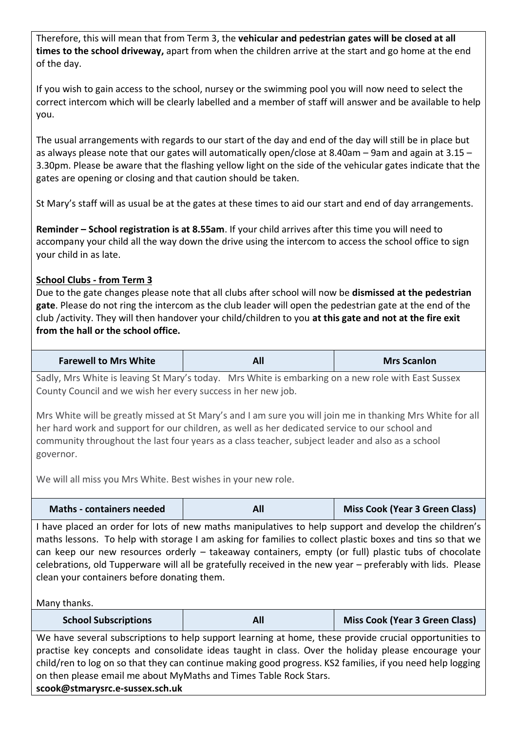Therefore, this will mean that from Term 3, the **vehicular and pedestrian gates will be closed at all times to the school driveway,** apart from when the children arrive at the start and go home at the end of the day.

If you wish to gain access to the school, nursey or the swimming pool you will now need to select the correct intercom which will be clearly labelled and a member of staff will answer and be available to help you.

The usual arrangements with regards to our start of the day and end of the day will still be in place but as always please note that our gates will automatically open/close at 8.40am – 9am and again at 3.15 – 3.30pm. Please be aware that the flashing yellow light on the side of the vehicular gates indicate that the gates are opening or closing and that caution should be taken.

St Mary's staff will as usual be at the gates at these times to aid our start and end of day arrangements.

**Reminder – School registration is at 8.55am**. If your child arrives after this time you will need to accompany your child all the way down the drive using the intercom to access the school office to sign your child in as late.

**School Clubs - from Term 3**

Due to the gate changes please note that all clubs after school will now be **dismissed at the pedestrian gate**. Please do not ring the intercom as the club leader will open the pedestrian gate at the end of the club /activity. They will then handover your child/children to you **at this gate and not at the fire exit from the hall or the school office.**

| Farewell to Mrs White | All | Mrs Scanlon |
|---|---|---|

Sadly, Mrs White is leaving St Mary's today. Mrs White is embarking on a new role with East Sussex County Council and we wish her every success in her new job.

Mrs White will be greatly missed at St Mary's and I am sure you will join me in thanking Mrs White for all her hard work and support for our children, as well as her dedicated service to our school and community throughout the last four years as a class teacher, subject leader and also as a school governor.

We will all miss you Mrs White. Best wishes in your new role.

| Maths - containers needed | All | Miss Cook (Year 3 Green Class) |
|---|---|---|

I have placed an order for lots of new maths manipulatives to help support and develop the children's maths lessons. To help with storage I am asking for families to collect plastic boxes and tins so that we can keep our new resources orderly – takeaway containers, empty (or full) plastic tubs of chocolate celebrations, old Tupperware will all be gratefully received in the new year – preferably with lids. Please clean your containers before donating them.

Many thanks.

| School Subscriptions | All | Miss Cook (Year 3 Green Class) |
|---|---|---|

We have several subscriptions to help support learning at home, these provide crucial opportunities to practise key concepts and consolidate ideas taught in class. Over the holiday please encourage your child/ren to log on so that they can continue making good progress. KS2 families, if you need help logging on then please email me about MyMaths and Times Table Rock Stars.

**scook@stmarysrc.e-sussex.sch.uk**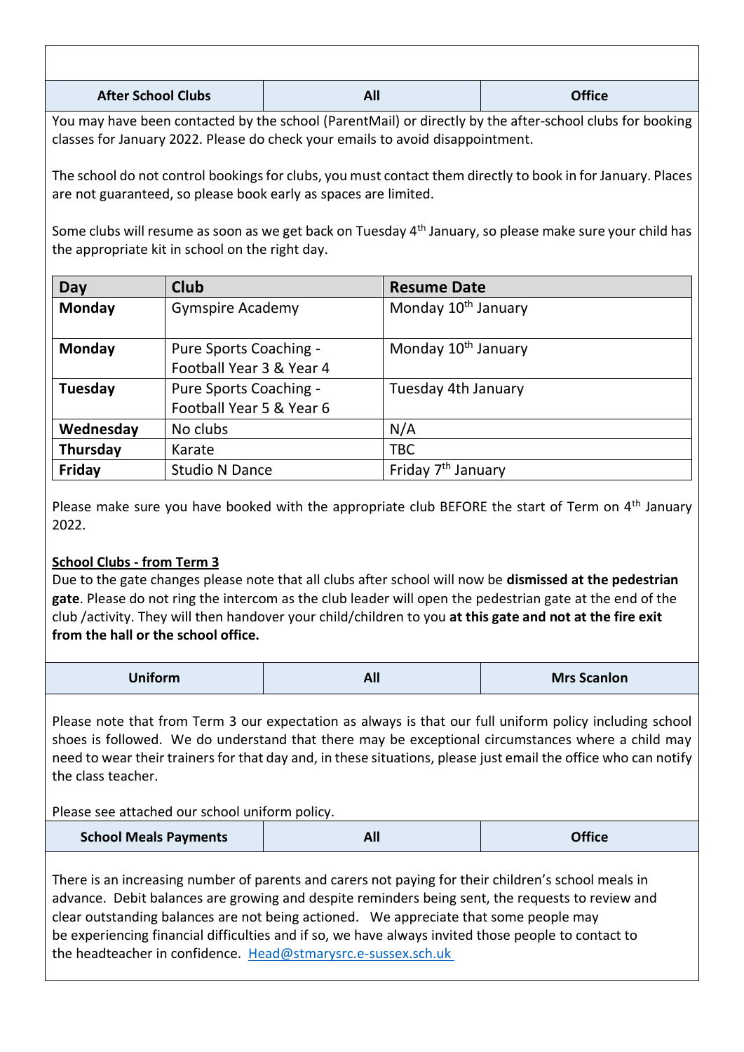| After School Clubs | All | Office |
|---|---|---|

You may have been contacted by the school (ParentMail) or directly by the after-school clubs for booking classes for January 2022. Please do check your emails to avoid disappointment.

The school do not control bookings for clubs, you must contact them directly to book in for January. Places are not guaranteed, so please book early as spaces are limited.

Some clubs will resume as soon as we get back on Tuesday 4th January, so please make sure your child has the appropriate kit in school on the right day.

| Day | Club | Resume Date |
|---|---|---|
| **Monday** | Gymspire Academy | Monday 10th January |
| **Monday** | Pure Sports Coaching - Football Year 3 & Year 4 | Monday 10th January |
| **Tuesday** | Pure Sports Coaching - Football Year 5 & Year 6 | Tuesday 4th January |
| **Wednesday** | No clubs | N/A |
| **Thursday** | Karate | TBC |
| **Friday** | Studio N Dance | Friday 7th January |

Please make sure you have booked with the appropriate club BEFORE the start of Term on 4th January 2022.

**School Clubs - from Term 3**

Due to the gate changes please note that all clubs after school will now be **dismissed at the pedestrian gate**. Please do not ring the intercom as the club leader will open the pedestrian gate at the end of the club /activity. They will then handover your child/children to you **at this gate and not at the fire exit from the hall or the school office.**

| Uniform | All | Mrs Scanlon |
|---|---|---|

Please note that from Term 3 our expectation as always is that our full uniform policy including school shoes is followed. We do understand that there may be exceptional circumstances where a child may need to wear their trainers for that day and, in these situations, please just email the office who can notify the class teacher.

Please see attached our school uniform policy.

| School Meals Payments | All | Office |
|---|---|---|

There is an increasing number of parents and carers not paying for their children's school meals in advance. Debit balances are growing and despite reminders being sent, the requests to review and clear outstanding balances are not being actioned. We appreciate that some people may be experiencing financial difficulties and if so, we have always invited those people to contact to the headteacher in confidence. Head@stmarysrc.e-sussex.sch.uk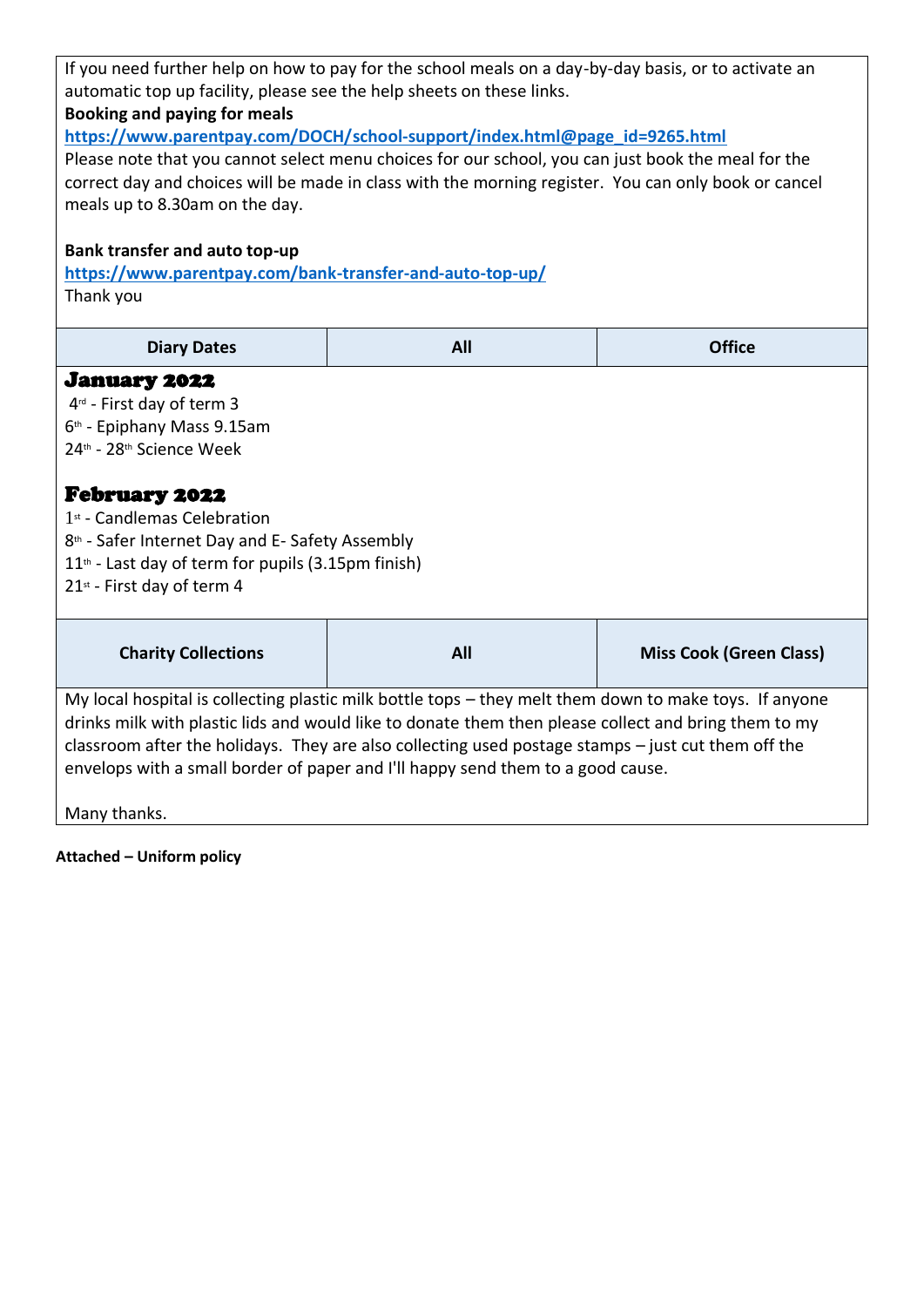If you need further help on how to pay for the school meals on a day-by-day basis, or to activate an automatic top up facility, please see the help sheets on these links.

**Booking and paying for meals**

**https://www.parentpay.com/DOCH/school-support/index.html@page_id=9265.html**

Please note that you cannot select menu choices for our school, you can just book the meal for the correct day and choices will be made in class with the morning register. You can only book or cancel meals up to 8.30am on the day.

**Bank transfer and auto top-up**

**https://www.parentpay.com/bank-transfer-and-auto-top-up/**

Thank you

| Diary Dates | All | Office |
|---|---|---|

## January 2022

4th - First day of term 3
6th - Epiphany Mass 9.15am
24th - 28th Science Week

## February 2022

1st - Candlemas Celebration
8th - Safer Internet Day and E- Safety Assembly
11th - Last day of term for pupils (3.15pm finish)
21st - First day of term 4

| Charity Collections | All | Miss Cook (Green Class) |
|---|---|---|

My local hospital is collecting plastic milk bottle tops – they melt them down to make toys. If anyone drinks milk with plastic lids and would like to donate them then please collect and bring them to my classroom after the holidays. They are also collecting used postage stamps – just cut them off the envelops with a small border of paper and I'll happy send them to a good cause.

Many thanks.

**Attached – Uniform policy**